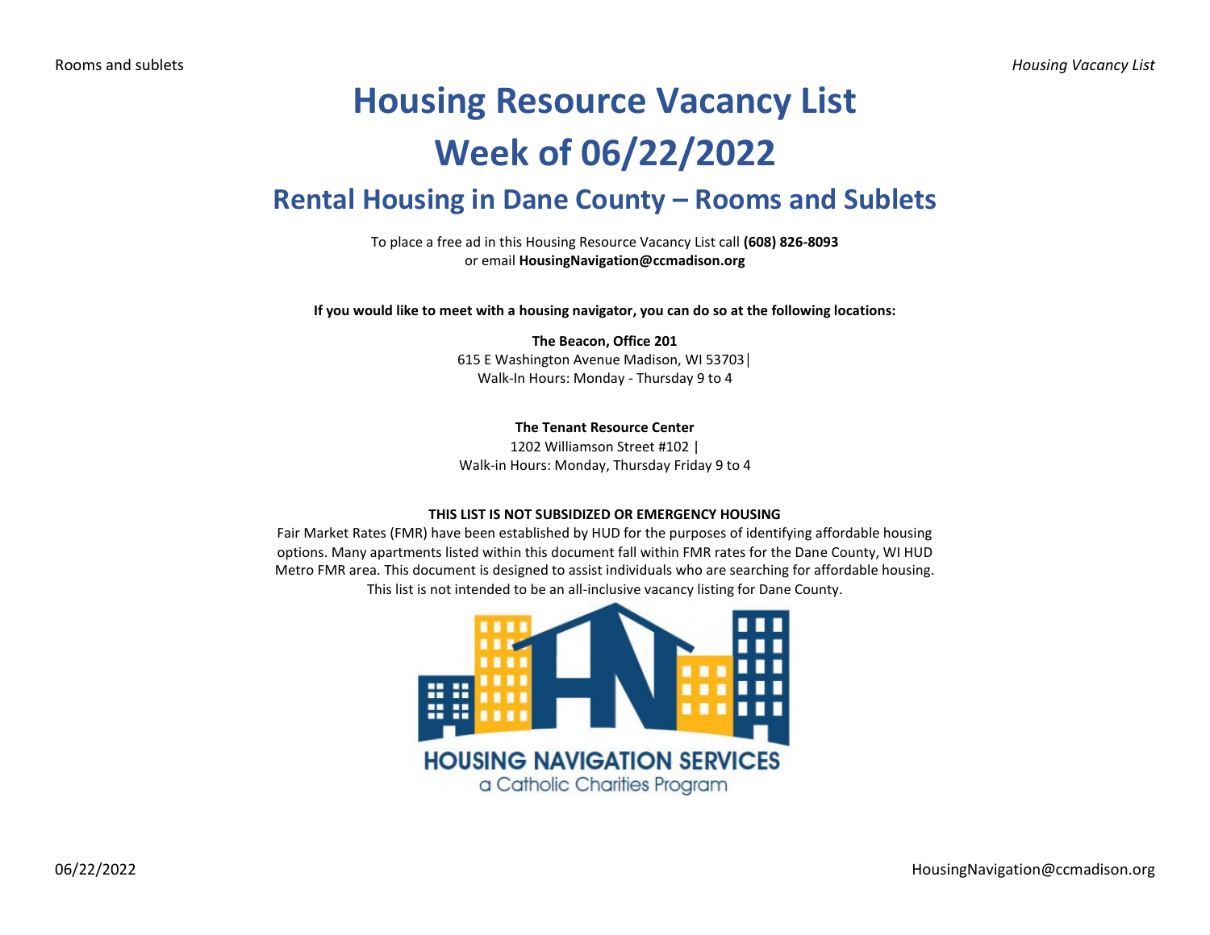# Housing Resource Vacancy List

# Week of 06/22/2022

## Rental Housing in Dane County – Rooms and Sublets

To place a free ad in this Housing Resource Vacancy List call **(608) 826-8093**
or email **HousingNavigation@ccmadison.org**

**If you would like to meet with a housing navigator, you can do so at the following locations:**

**The Beacon, Office 201**
615 E Washington Avenue Madison, WI 53703|
Walk-In Hours: Monday - Thursday 9 to 4

**The Tenant Resource Center**
1202 Williamson Street #102 |
Walk-in Hours: Monday, Thursday Friday 9 to 4

**THIS LIST IS NOT SUBSIDIZED OR EMERGENCY HOUSING**

Fair Market Rates (FMR) have been established by HUD for the purposes of identifying affordable housing options. Many apartments listed within this document fall within FMR rates for the Dane County, WI HUD Metro FMR area. This document is designed to assist individuals who are searching for affordable housing. This list is not intended to be an all-inclusive vacancy listing for Dane County.

HOUSING NAVIGATION SERVICES
a Catholic Charities Program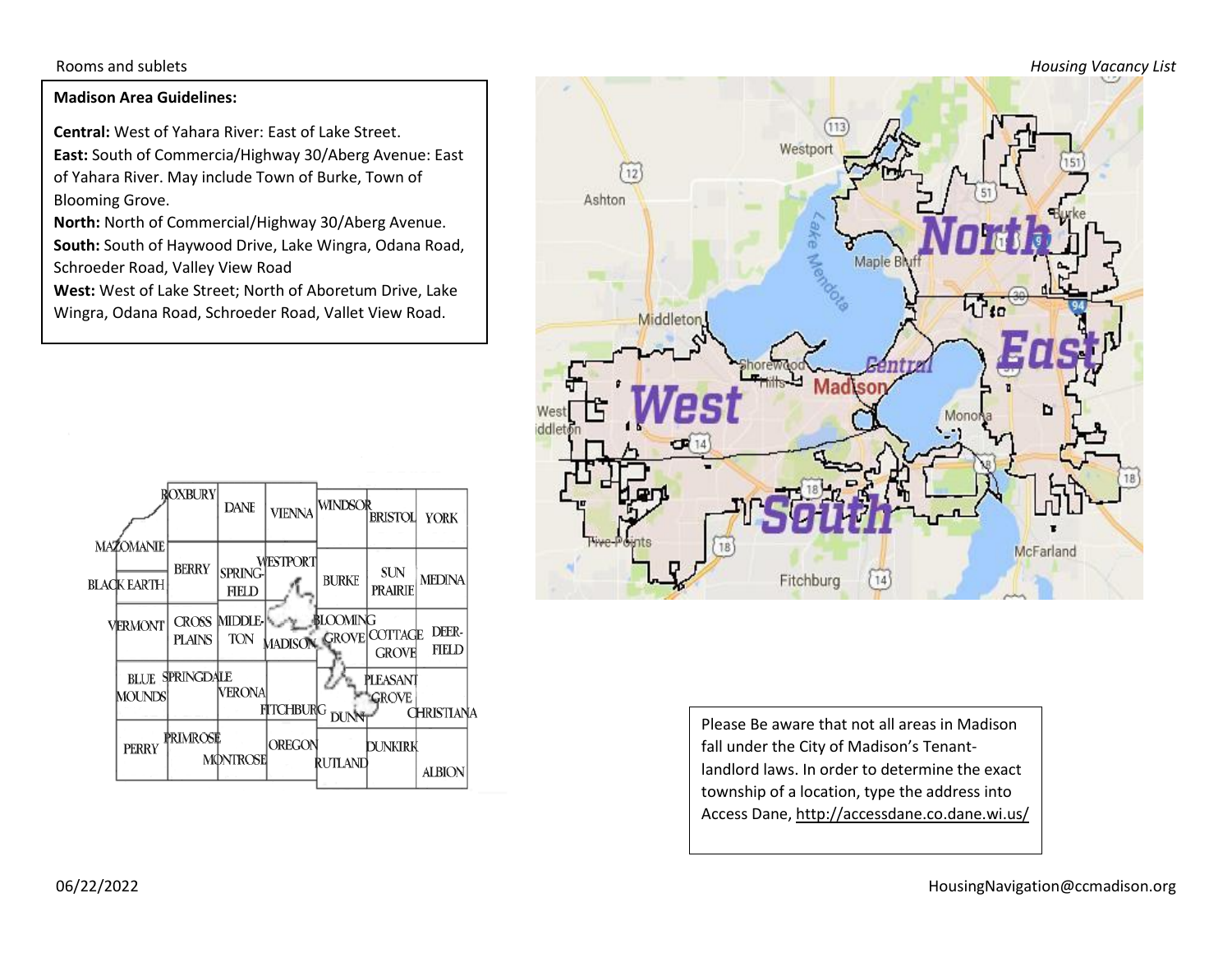Rooms and sublets

**Madison Area Guidelines:**

**Central:** West of Yahara River: East of Lake Street.
**East:** South of Commercia/Highway 30/Aberg Avenue: East of Yahara River. May include Town of Burke, Town of Blooming Grove.
**North:** North of Commercial/Highway 30/Aberg Avenue.
**South:** South of Haywood Drive, Lake Wingra, Odana Road, Schroeder Road, Valley View Road
**West:** West of Lake Street; North of Aboretum Drive, Lake Wingra, Odana Road, Schroeder Road, Vallet View Road.

Please Be aware that not all areas in Madison fall under the City of Madison's Tenant-landlord laws. In order to determine the exact township of a location, type the address into Access Dane, http://accessdane.co.dane.wi.us/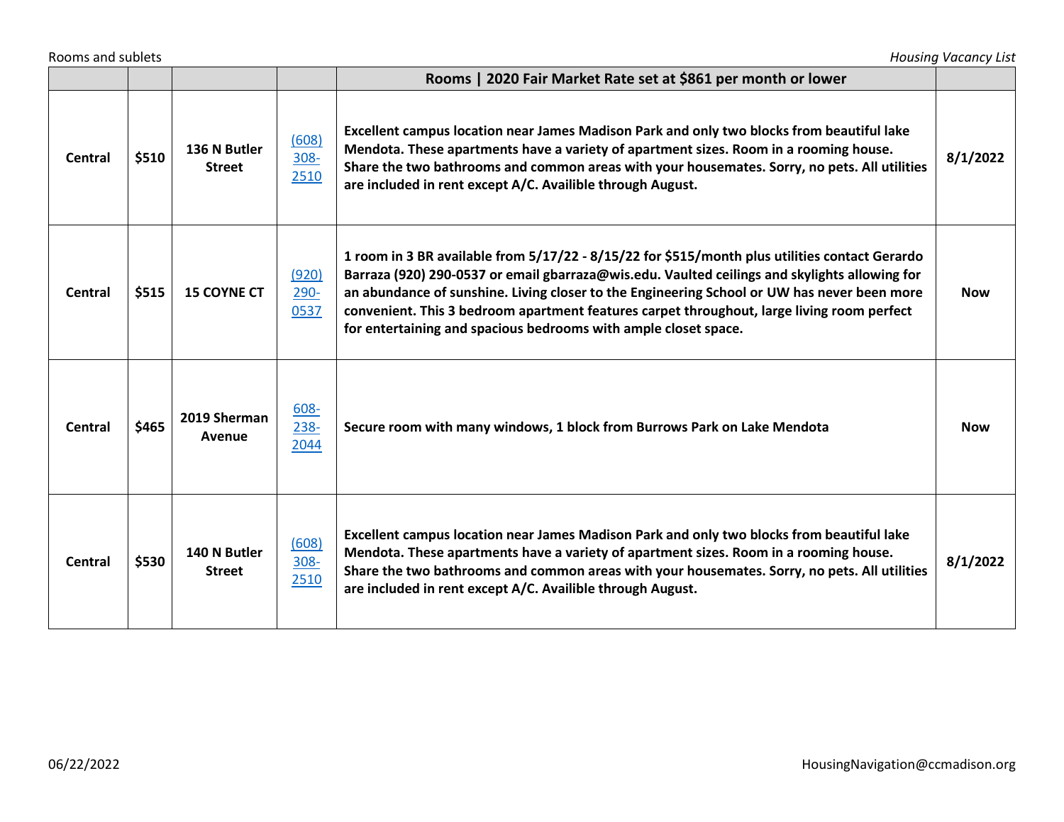|  |  |  |  | Rooms \| 2020 Fair Market Rate set at $861 per month or lower |  |
|---|---|---|---|---|---|
| Central | $510 | 136 N Butler Street | (608) 308-2510 | Excellent campus location near James Madison Park and only two blocks from beautiful lake Mendota. These apartments have a variety of apartment sizes. Room in a rooming house. Share the two bathrooms and common areas with your housemates. Sorry, no pets. All utilities are included in rent except A/C. Availible through August. | 8/1/2022 |
| Central | $515 | 15 COYNE CT | (920) 290-0537 | 1 room in 3 BR available from 5/17/22 - 8/15/22 for $515/month plus utilities contact Gerardo Barraza (920) 290-0537 or email gbarraza@wis.edu. Vaulted ceilings and skylights allowing for an abundance of sunshine. Living closer to the Engineering School or UW has never been more convenient. This 3 bedroom apartment features carpet throughout, large living room perfect for entertaining and spacious bedrooms with ample closet space. | Now |
| Central | $465 | 2019 Sherman Avenue | 608-238-2044 | Secure room with many windows, 1 block from Burrows Park on Lake Mendota | Now |
| Central | $530 | 140 N Butler Street | (608) 308-2510 | Excellent campus location near James Madison Park and only two blocks from beautiful lake Mendota. These apartments have a variety of apartment sizes. Room in a rooming house. Share the two bathrooms and common areas with your housemates. Sorry, no pets. All utilities are included in rent except A/C. Availible through August. | 8/1/2022 |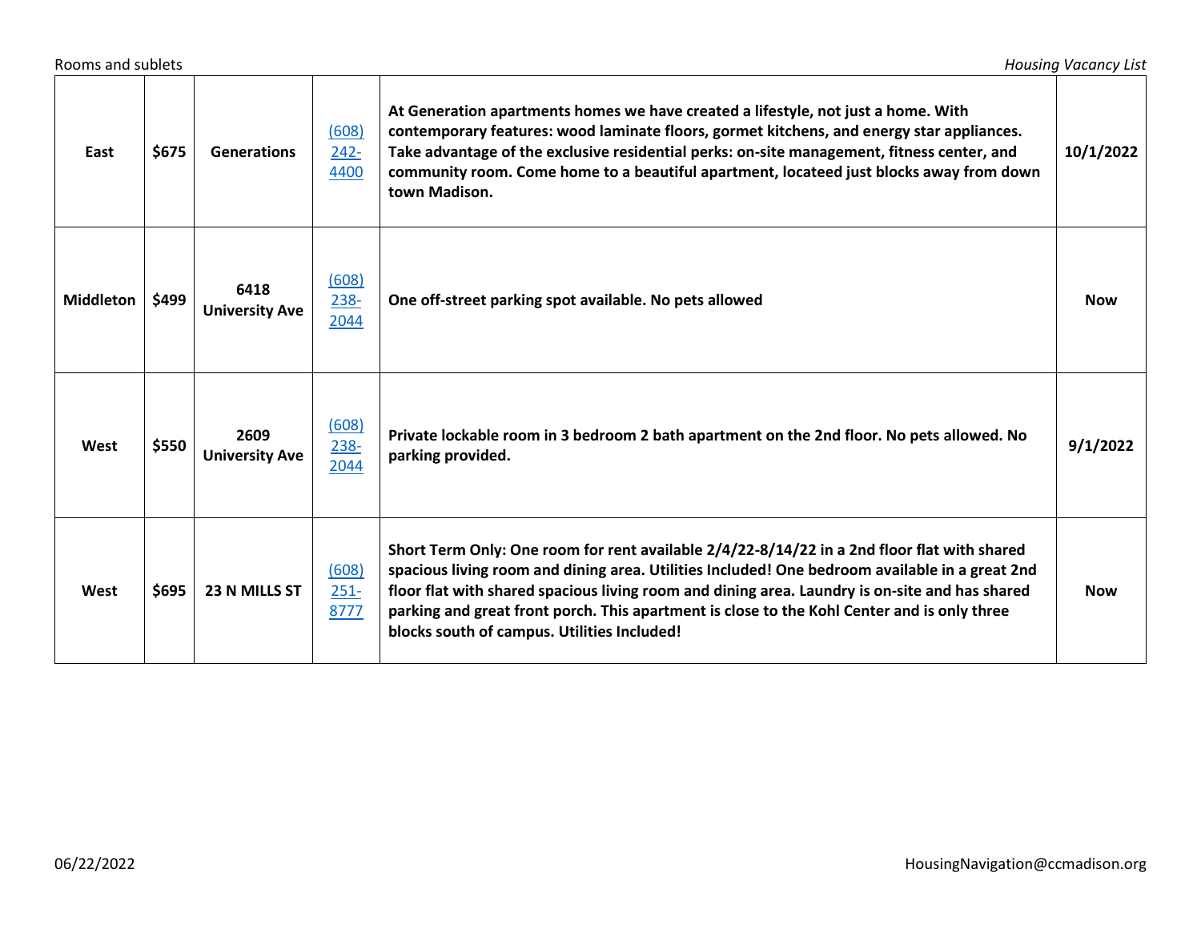| | | | | | |
|---|---|---|---|---|---|
| **East** | **$675** | **Generations** | [(608) 242-4400] | **At Generation apartments homes we have created a lifestyle, not just a home. With contemporary features: wood laminate floors, gormet kitchens, and energy star appliances. Take advantage of the exclusive residential perks: on-site management, fitness center, and community room. Come home to a beautiful apartment, locateed just blocks away from down town Madison.** | **10/1/2022** |
| **Middleton** | **$499** | **6418 University Ave** | [(608) 238-2044] | **One off-street parking spot available. No pets allowed** | **Now** |
| **West** | **$550** | **2609 University Ave** | [(608) 238-2044] | **Private lockable room in 3 bedroom 2 bath apartment on the 2nd floor. No pets allowed. No parking provided.** | **9/1/2022** |
| **West** | **$695** | **23 N MILLS ST** | [(608) 251-8777] | **Short Term Only: One room for rent available 2/4/22-8/14/22 in a 2nd floor flat with shared spacious living room and dining area. Utilities Included! One bedroom available in a great 2nd floor flat with shared spacious living room and dining area. Laundry is on-site and has shared parking and great front porch. This apartment is close to the Kohl Center and is only three blocks south of campus. Utilities Included!** | **Now** |